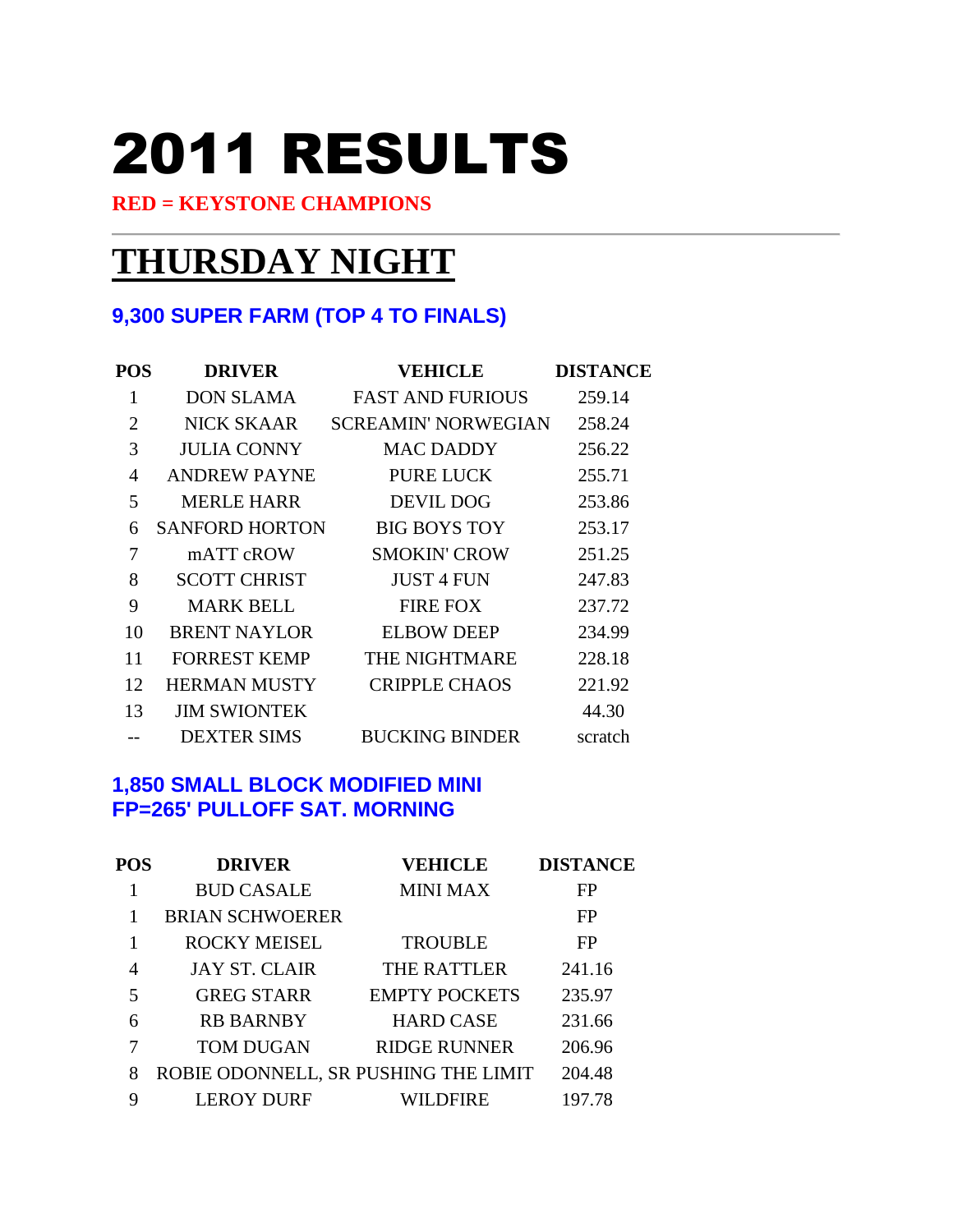# 2011 RESULTS

**RED = KEYSTONE CHAMPIONS**

---

## THURSDAY NIGHT

### 9,300 SUPER FARM (TOP 4 TO FINALS)

| POS | DRIVER | VEHICLE | DISTANCE |
|---|---|---|---|
| 1 | DON SLAMA | FAST AND FURIOUS | 259.14 |
| 2 | NICK SKAAR | SCREAMIN' NORWEGIAN | 258.24 |
| 3 | JULIA CONNY | MAC DADDY | 256.22 |
| 4 | ANDREW PAYNE | PURE LUCK | 255.71 |
| 5 | MERLE HARR | DEVIL DOG | 253.86 |
| 6 | SANFORD HORTON | BIG BOYS TOY | 253.17 |
| 7 | mATT cROW | SMOKIN' CROW | 251.25 |
| 8 | SCOTT CHRIST | JUST 4 FUN | 247.83 |
| 9 | MARK BELL | FIRE FOX | 237.72 |
| 10 | BRENT NAYLOR | ELBOW DEEP | 234.99 |
| 11 | FORREST KEMP | THE NIGHTMARE | 228.18 |
| 12 | HERMAN MUSTY | CRIPPLE CHAOS | 221.92 |
| 13 | JIM SWIONTEK | | 44.30 |
| -- | DEXTER SIMS | BUCKING BINDER | scratch |

### 1,850 SMALL BLOCK MODIFIED MINI
### FP=265' PULLOFF SAT. MORNING

| POS | DRIVER | VEHICLE | DISTANCE |
|---|---|---|---|
| 1 | BUD CASALE | MINI MAX | FP |
| 1 | BRIAN SCHWOERER | | FP |
| 1 | ROCKY MEISEL | TROUBLE | FP |
| 4 | JAY ST. CLAIR | THE RATTLER | 241.16 |
| 5 | GREG STARR | EMPTY POCKETS | 235.97 |
| 6 | RB BARNBY | HARD CASE | 231.66 |
| 7 | TOM DUGAN | RIDGE RUNNER | 206.96 |
| 8 | ROBIE ODONNELL, SR | PUSHING THE LIMIT | 204.48 |
| 9 | LEROY DURF | WILDFIRE | 197.78 |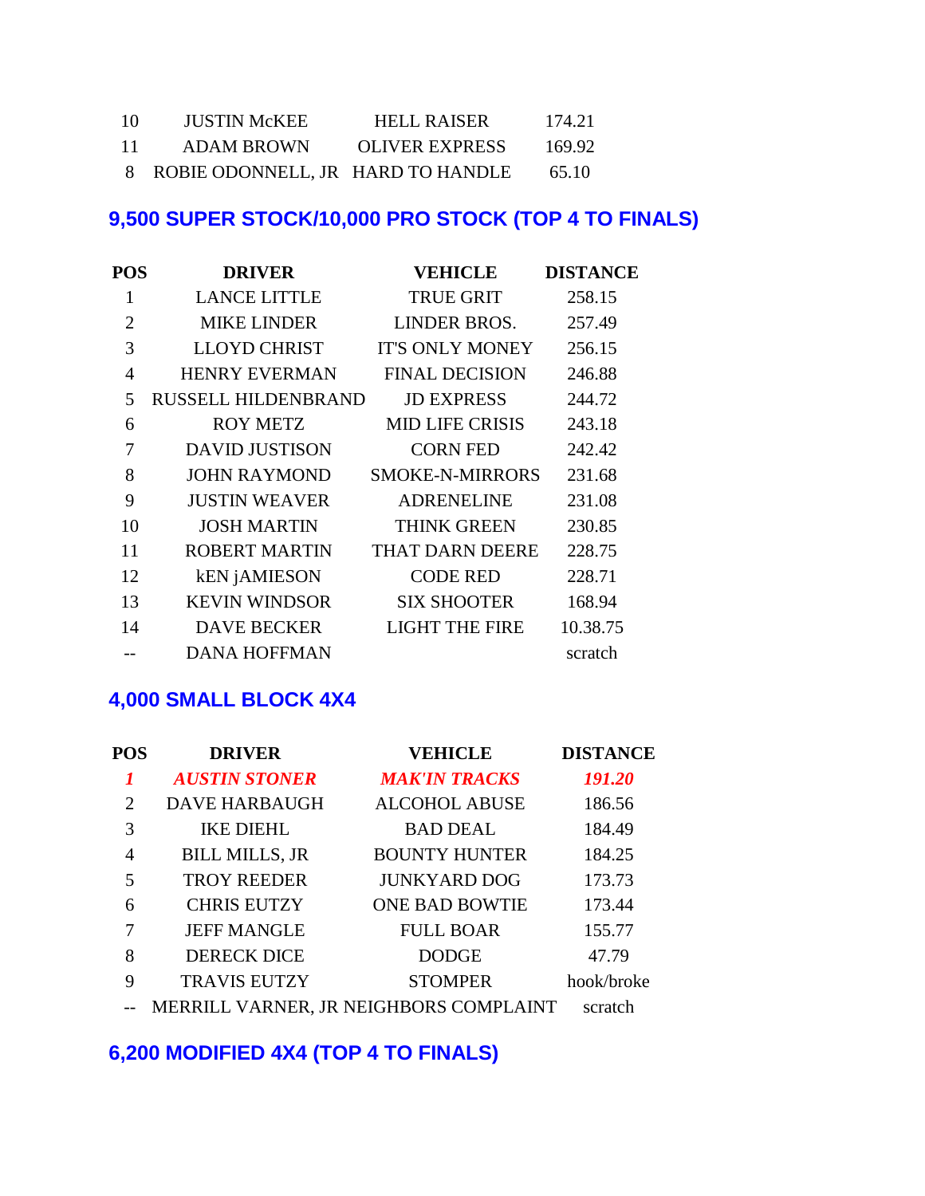| | | | |
|---|---|---|---|
| 10 | JUSTIN McKEE | HELL RAISER | 174.21 |
| 11 | ADAM BROWN | OLIVER EXPRESS | 169.92 |
| 8 | ROBIE ODONNELL, JR | HARD TO HANDLE | 65.10 |

## 9,500 SUPER STOCK/10,000 PRO STOCK (TOP 4 TO FINALS)

| POS | DRIVER | VEHICLE | DISTANCE |
|---|---|---|---|
| 1 | LANCE LITTLE | TRUE GRIT | 258.15 |
| 2 | MIKE LINDER | LINDER BROS. | 257.49 |
| 3 | LLOYD CHRIST | IT'S ONLY MONEY | 256.15 |
| 4 | HENRY EVERMAN | FINAL DECISION | 246.88 |
| 5 | RUSSELL HILDENBRAND | JD EXPRESS | 244.72 |
| 6 | ROY METZ | MID LIFE CRISIS | 243.18 |
| 7 | DAVID JUSTISON | CORN FED | 242.42 |
| 8 | JOHN RAYMOND | SMOKE-N-MIRRORS | 231.68 |
| 9 | JUSTIN WEAVER | ADRENELINE | 231.08 |
| 10 | JOSH MARTIN | THINK GREEN | 230.85 |
| 11 | ROBERT MARTIN | THAT DARN DEERE | 228.75 |
| 12 | kEN jAMIESON | CODE RED | 228.71 |
| 13 | KEVIN WINDSOR | SIX SHOOTER | 168.94 |
| 14 | DAVE BECKER | LIGHT THE FIRE | 10.38.75 |
| -- | DANA HOFFMAN | | scratch |

## 4,000 SMALL BLOCK 4X4

| POS | DRIVER | VEHICLE | DISTANCE |
|---|---|---|---|
| ***1*** | ***AUSTIN STONER*** | ***MAK'IN TRACKS*** | ***191.20*** |
| 2 | DAVE HARBAUGH | ALCOHOL ABUSE | 186.56 |
| 3 | IKE DIEHL | BAD DEAL | 184.49 |
| 4 | BILL MILLS, JR | BOUNTY HUNTER | 184.25 |
| 5 | TROY REEDER | JUNKYARD DOG | 173.73 |
| 6 | CHRIS EUTZY | ONE BAD BOWTIE | 173.44 |
| 7 | JEFF MANGLE | FULL BOAR | 155.77 |
| 8 | DERECK DICE | DODGE | 47.79 |
| 9 | TRAVIS EUTZY | STOMPER | hook/broke |
| -- | MERRILL VARNER, JR | NEIGHBORS COMPLAINT | scratch |

## 6,200 MODIFIED 4X4 (TOP 4 TO FINALS)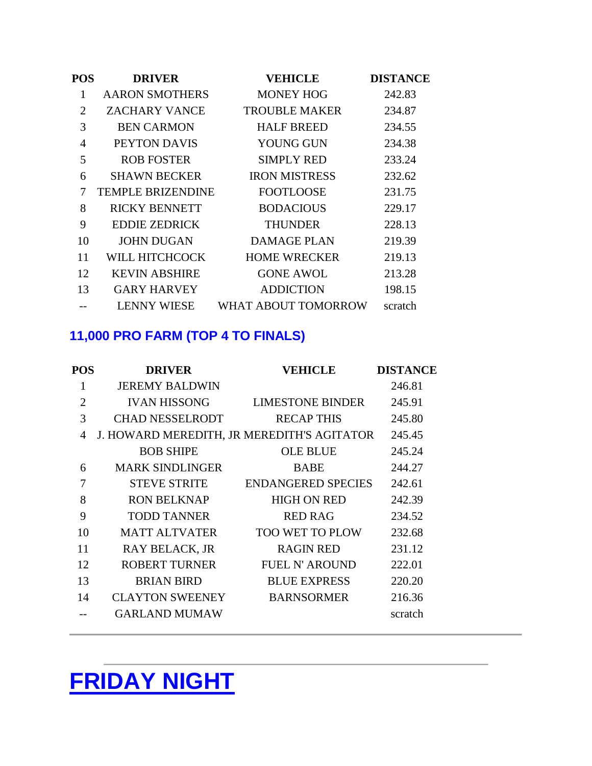| POS | DRIVER | VEHICLE | DISTANCE |
|---|---|---|---|
| 1 | AARON SMOTHERS | MONEY HOG | 242.83 |
| 2 | ZACHARY VANCE | TROUBLE MAKER | 234.87 |
| 3 | BEN CARMON | HALF BREED | 234.55 |
| 4 | PEYTON DAVIS | YOUNG GUN | 234.38 |
| 5 | ROB FOSTER | SIMPLY RED | 233.24 |
| 6 | SHAWN BECKER | IRON MISTRESS | 232.62 |
| 7 | TEMPLE BRIZENDINE | FOOTLOOSE | 231.75 |
| 8 | RICKY BENNETT | BODACIOUS | 229.17 |
| 9 | EDDIE ZEDRICK | THUNDER | 228.13 |
| 10 | JOHN DUGAN | DAMAGE PLAN | 219.39 |
| 11 | WILL HITCHCOCK | HOME WRECKER | 219.13 |
| 12 | KEVIN ABSHIRE | GONE AWOL | 213.28 |
| 13 | GARY HARVEY | ADDICTION | 198.15 |
| -- | LENNY WIESE | WHAT ABOUT TOMORROW | scratch |

### 11,000 PRO FARM (TOP 4 TO FINALS)

| POS | DRIVER | VEHICLE | DISTANCE |
|---|---|---|---|
| 1 | JEREMY BALDWIN | | 246.81 |
| 2 | IVAN HISSONG | LIMESTONE BINDER | 245.91 |
| 3 | CHAD NESSELRODT | RECAP THIS | 245.80 |
| 4 | J. HOWARD MEREDITH, JR | MEREDITH'S AGITATOR | 245.45 |
| | BOB SHIPE | OLE BLUE | 245.24 |
| 6 | MARK SINDLINGER | BABE | 244.27 |
| 7 | STEVE STRITE | ENDANGERED SPECIES | 242.61 |
| 8 | RON BELKNAP | HIGH ON RED | 242.39 |
| 9 | TODD TANNER | RED RAG | 234.52 |
| 10 | MATT ALTVATER | TOO WET TO PLOW | 232.68 |
| 11 | RAY BELACK, JR | RAGIN RED | 231.12 |
| 12 | ROBERT TURNER | FUEL N' AROUND | 222.01 |
| 13 | BRIAN BIRD | BLUE EXPRESS | 220.20 |
| 14 | CLAYTON SWEENEY | BARNSORMER | 216.36 |
| -- | GARLAND MUMAW | | scratch |

---

# FRIDAY NIGHT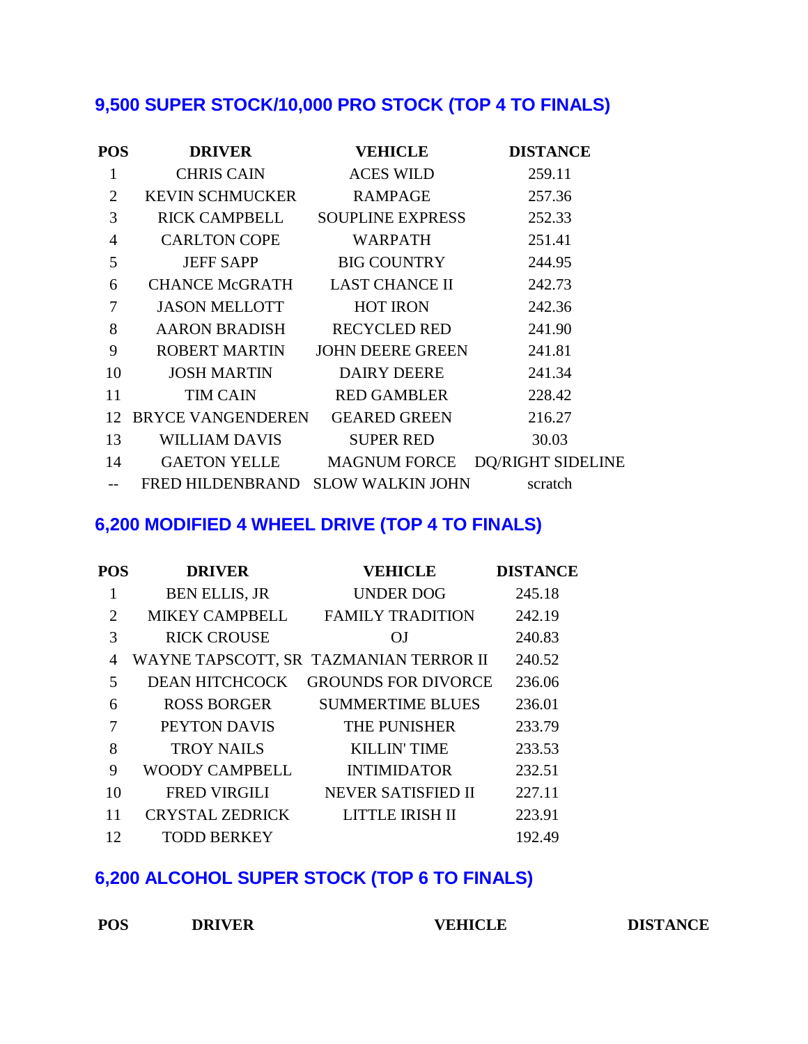## 9,500 SUPER STOCK/10,000 PRO STOCK (TOP 4 TO FINALS)

| POS | DRIVER | VEHICLE | DISTANCE |
|---|---|---|---|
| 1 | CHRIS CAIN | ACES WILD | 259.11 |
| 2 | KEVIN SCHMUCKER | RAMPAGE | 257.36 |
| 3 | RICK CAMPBELL | SOUPLINE EXPRESS | 252.33 |
| 4 | CARLTON COPE | WARPATH | 251.41 |
| 5 | JEFF SAPP | BIG COUNTRY | 244.95 |
| 6 | CHANCE McGRATH | LAST CHANCE II | 242.73 |
| 7 | JASON MELLOTT | HOT IRON | 242.36 |
| 8 | AARON BRADISH | RECYCLED RED | 241.90 |
| 9 | ROBERT MARTIN | JOHN DEERE GREEN | 241.81 |
| 10 | JOSH MARTIN | DAIRY DEERE | 241.34 |
| 11 | TIM CAIN | RED GAMBLER | 228.42 |
| 12 | BRYCE VANGENDEREN | GEARED GREEN | 216.27 |
| 13 | WILLIAM DAVIS | SUPER RED | 30.03 |
| 14 | GAETON YELLE | MAGNUM FORCE | DQ/RIGHT SIDELINE |
| -- | FRED HILDENBRAND | SLOW WALKIN JOHN | scratch |

## 6,200 MODIFIED 4 WHEEL DRIVE (TOP 4 TO FINALS)

| POS | DRIVER | VEHICLE | DISTANCE |
|---|---|---|---|
| 1 | BEN ELLIS, JR | UNDER DOG | 245.18 |
| 2 | MIKEY CAMPBELL | FAMILY TRADITION | 242.19 |
| 3 | RICK CROUSE | OJ | 240.83 |
| 4 | WAYNE TAPSCOTT, SR | TAZMANIAN TERROR II | 240.52 |
| 5 | DEAN HITCHCOCK | GROUNDS FOR DIVORCE | 236.06 |
| 6 | ROSS BORGER | SUMMERTIME BLUES | 236.01 |
| 7 | PEYTON DAVIS | THE PUNISHER | 233.79 |
| 8 | TROY NAILS | KILLIN' TIME | 233.53 |
| 9 | WOODY CAMPBELL | INTIMIDATOR | 232.51 |
| 10 | FRED VIRGILI | NEVER SATISFIED II | 227.11 |
| 11 | CRYSTAL ZEDRICK | LITTLE IRISH II | 223.91 |
| 12 | TODD BERKEY | | 192.49 |

## 6,200 ALCOHOL SUPER STOCK (TOP 6 TO FINALS)

| POS | DRIVER | VEHICLE | DISTANCE |
|---|---|---|---|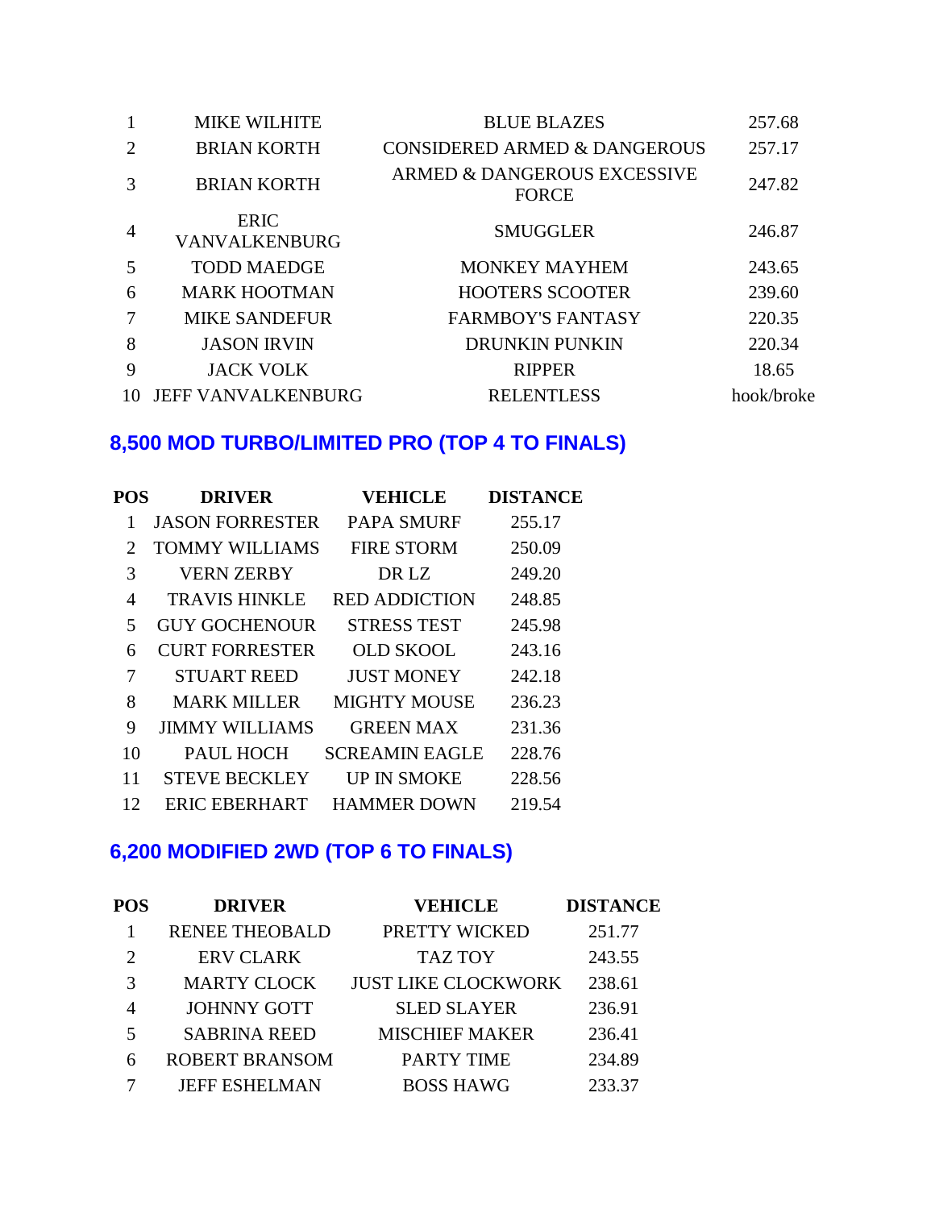| | | | |
|---|---|---|---|
| 1 | MIKE WILHITE | BLUE BLAZES | 257.68 |
| 2 | BRIAN KORTH | CONSIDERED ARMED & DANGEROUS | 257.17 |
| 3 | BRIAN KORTH | ARMED & DANGEROUS EXCESSIVE FORCE | 247.82 |
| 4 | ERIC VANVALKENBURG | SMUGGLER | 246.87 |
| 5 | TODD MAEDGE | MONKEY MAYHEM | 243.65 |
| 6 | MARK HOOTMAN | HOOTERS SCOOTER | 239.60 |
| 7 | MIKE SANDEFUR | FARMBOY'S FANTASY | 220.35 |
| 8 | JASON IRVIN | DRUNKIN PUNKIN | 220.34 |
| 9 | JACK VOLK | RIPPER | 18.65 |
| 10 | JEFF VANVALKENBURG | RELENTLESS | hook/broke |

## 8,500 MOD TURBO/LIMITED PRO (TOP 4 TO FINALS)

| POS | DRIVER | VEHICLE | DISTANCE |
|---|---|---|---|
| 1 | JASON FORRESTER | PAPA SMURF | 255.17 |
| 2 | TOMMY WILLIAMS | FIRE STORM | 250.09 |
| 3 | VERN ZERBY | DR LZ | 249.20 |
| 4 | TRAVIS HINKLE | RED ADDICTION | 248.85 |
| 5 | GUY GOCHENOUR | STRESS TEST | 245.98 |
| 6 | CURT FORRESTER | OLD SKOOL | 243.16 |
| 7 | STUART REED | JUST MONEY | 242.18 |
| 8 | MARK MILLER | MIGHTY MOUSE | 236.23 |
| 9 | JIMMY WILLIAMS | GREEN MAX | 231.36 |
| 10 | PAUL HOCH | SCREAMIN EAGLE | 228.76 |
| 11 | STEVE BECKLEY | UP IN SMOKE | 228.56 |
| 12 | ERIC EBERHART | HAMMER DOWN | 219.54 |

## 6,200 MODIFIED 2WD (TOP 6 TO FINALS)

| POS | DRIVER | VEHICLE | DISTANCE |
|---|---|---|---|
| 1 | RENEE THEOBALD | PRETTY WICKED | 251.77 |
| 2 | ERV CLARK | TAZ TOY | 243.55 |
| 3 | MARTY CLOCK | JUST LIKE CLOCKWORK | 238.61 |
| 4 | JOHNNY GOTT | SLED SLAYER | 236.91 |
| 5 | SABRINA REED | MISCHIEF MAKER | 236.41 |
| 6 | ROBERT BRANSOM | PARTY TIME | 234.89 |
| 7 | JEFF ESHELMAN | BOSS HAWG | 233.37 |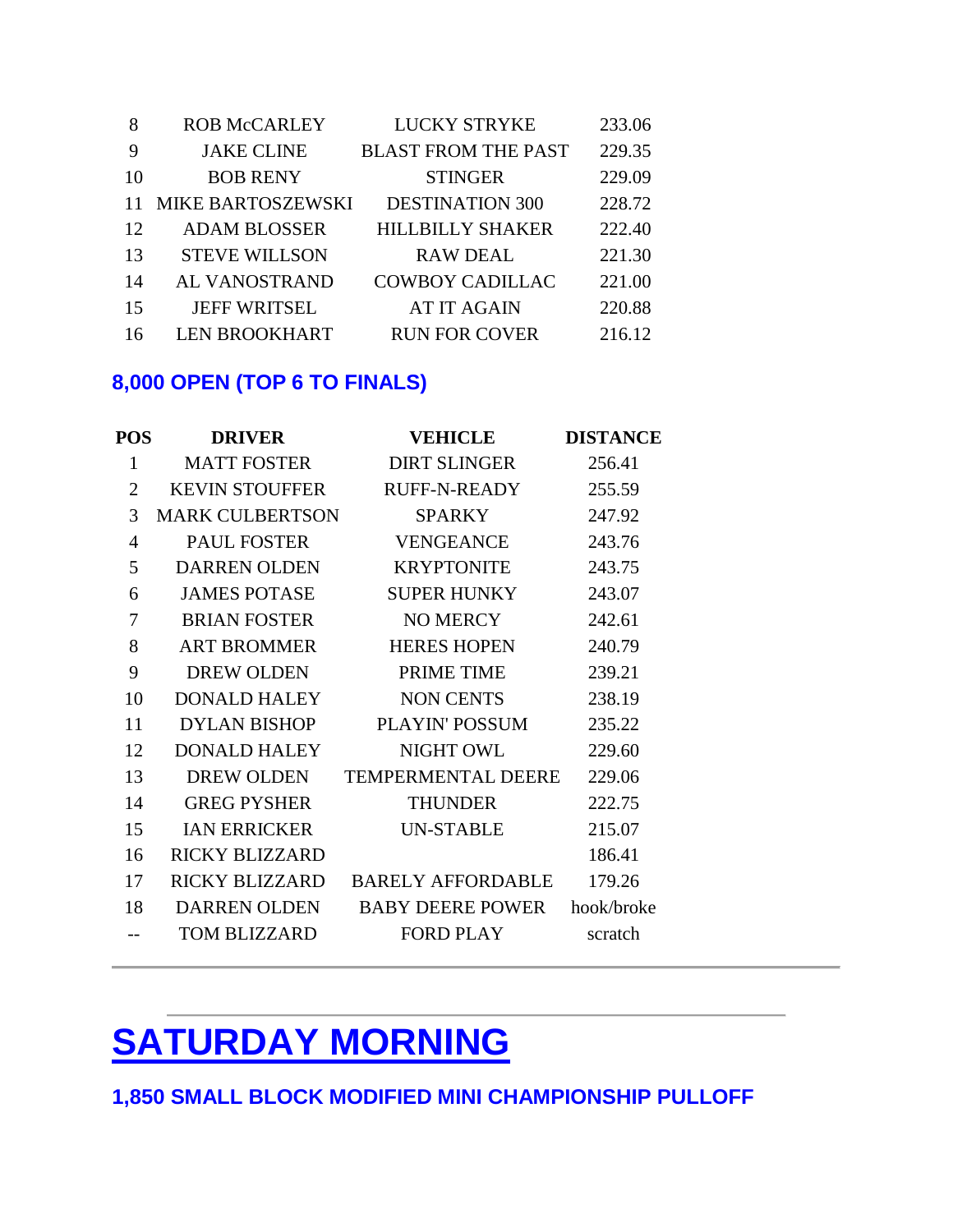| | | | |
|---|---|---|---|
| 8 | ROB McCARLEY | LUCKY STRYKE | 233.06 |
| 9 | JAKE CLINE | BLAST FROM THE PAST | 229.35 |
| 10 | BOB RENY | STINGER | 229.09 |
| 11 | MIKE BARTOSZEWSKI | DESTINATION 300 | 228.72 |
| 12 | ADAM BLOSSER | HILLBILLY SHAKER | 222.40 |
| 13 | STEVE WILLSON | RAW DEAL | 221.30 |
| 14 | AL VANOSTRAND | COWBOY CADILLAC | 221.00 |
| 15 | JEFF WRITSEL | AT IT AGAIN | 220.88 |
| 16 | LEN BROOKHART | RUN FOR COVER | 216.12 |

### 8,000 OPEN (TOP 6 TO FINALS)

| POS | DRIVER | VEHICLE | DISTANCE |
|---|---|---|---|
| 1 | MATT FOSTER | DIRT SLINGER | 256.41 |
| 2 | KEVIN STOUFFER | RUFF-N-READY | 255.59 |
| 3 | MARK CULBERTSON | SPARKY | 247.92 |
| 4 | PAUL FOSTER | VENGEANCE | 243.76 |
| 5 | DARREN OLDEN | KRYPTONITE | 243.75 |
| 6 | JAMES POTASE | SUPER HUNKY | 243.07 |
| 7 | BRIAN FOSTER | NO MERCY | 242.61 |
| 8 | ART BROMMER | HERES HOPEN | 240.79 |
| 9 | DREW OLDEN | PRIME TIME | 239.21 |
| 10 | DONALD HALEY | NON CENTS | 238.19 |
| 11 | DYLAN BISHOP | PLAYIN' POSSUM | 235.22 |
| 12 | DONALD HALEY | NIGHT OWL | 229.60 |
| 13 | DREW OLDEN | TEMPERMENTAL DEERE | 229.06 |
| 14 | GREG PYSHER | THUNDER | 222.75 |
| 15 | IAN ERRICKER | UN-STABLE | 215.07 |
| 16 | RICKY BLIZZARD | | 186.41 |
| 17 | RICKY BLIZZARD | BARELY AFFORDABLE | 179.26 |
| 18 | DARREN OLDEN | BABY DEERE POWER | hook/broke |
| -- | TOM BLIZZARD | FORD PLAY | scratch |

---

# SATURDAY MORNING

### 1,850 SMALL BLOCK MODIFIED MINI CHAMPIONSHIP PULLOFF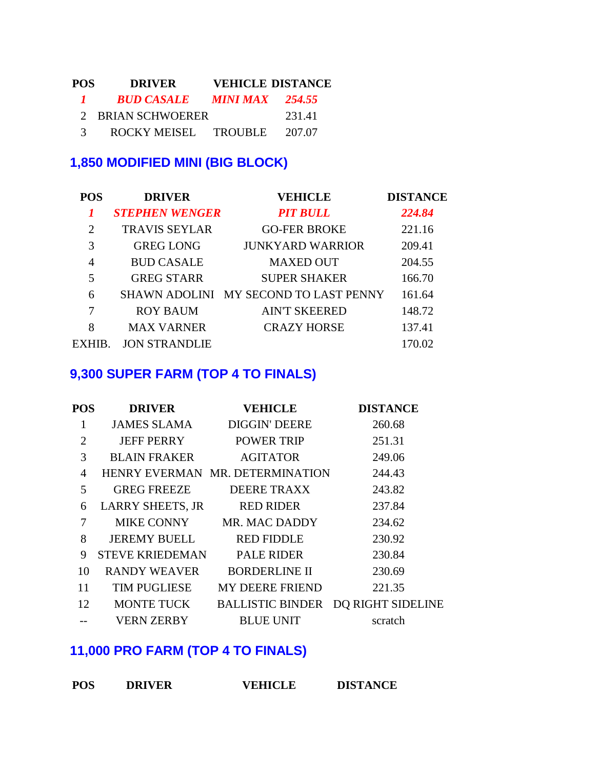| POS | DRIVER | VEHICLE | DISTANCE |
|---|---|---|---|
| ***1*** | ***BUD CASALE*** | ***MINI MAX*** | ***254.55*** |
| 2 | BRIAN SCHWOERER | | 231.41 |
| 3 | ROCKY MEISEL | TROUBLE | 207.07 |

## 1,850 MODIFIED MINI (BIG BLOCK)

| POS | DRIVER | VEHICLE | DISTANCE |
|---|---|---|---|
| ***1*** | ***STEPHEN WENGER*** | ***PIT BULL*** | ***224.84*** |
| 2 | TRAVIS SEYLAR | GO-FER BROKE | 221.16 |
| 3 | GREG LONG | JUNKYARD WARRIOR | 209.41 |
| 4 | BUD CASALE | MAXED OUT | 204.55 |
| 5 | GREG STARR | SUPER SHAKER | 166.70 |
| 6 | SHAWN ADOLINI | MY SECOND TO LAST PENNY | 161.64 |
| 7 | ROY BAUM | AIN'T SKEERED | 148.72 |
| 8 | MAX VARNER | CRAZY HORSE | 137.41 |
| EXHIB. | JON STRANDLIE | | 170.02 |

## 9,300 SUPER FARM (TOP 4 TO FINALS)

| POS | DRIVER | VEHICLE | DISTANCE |
|---|---|---|---|
| 1 | JAMES SLAMA | DIGGIN' DEERE | 260.68 |
| 2 | JEFF PERRY | POWER TRIP | 251.31 |
| 3 | BLAIN FRAKER | AGITATOR | 249.06 |
| 4 | HENRY EVERMAN | MR. DETERMINATION | 244.43 |
| 5 | GREG FREEZE | DEERE TRAXX | 243.82 |
| 6 | LARRY SHEETS, JR | RED RIDER | 237.84 |
| 7 | MIKE CONNY | MR. MAC DADDY | 234.62 |
| 8 | JEREMY BUELL | RED FIDDLE | 230.92 |
| 9 | STEVE KRIEDEMAN | PALE RIDER | 230.84 |
| 10 | RANDY WEAVER | BORDERLINE II | 230.69 |
| 11 | TIM PUGLIESE | MY DEERE FRIEND | 221.35 |
| 12 | MONTE TUCK | BALLISTIC BINDER | DQ RIGHT SIDELINE |
| -- | VERN ZERBY | BLUE UNIT | scratch |

## 11,000 PRO FARM (TOP 4 TO FINALS)

| POS | DRIVER | VEHICLE | DISTANCE |
|---|---|---|---|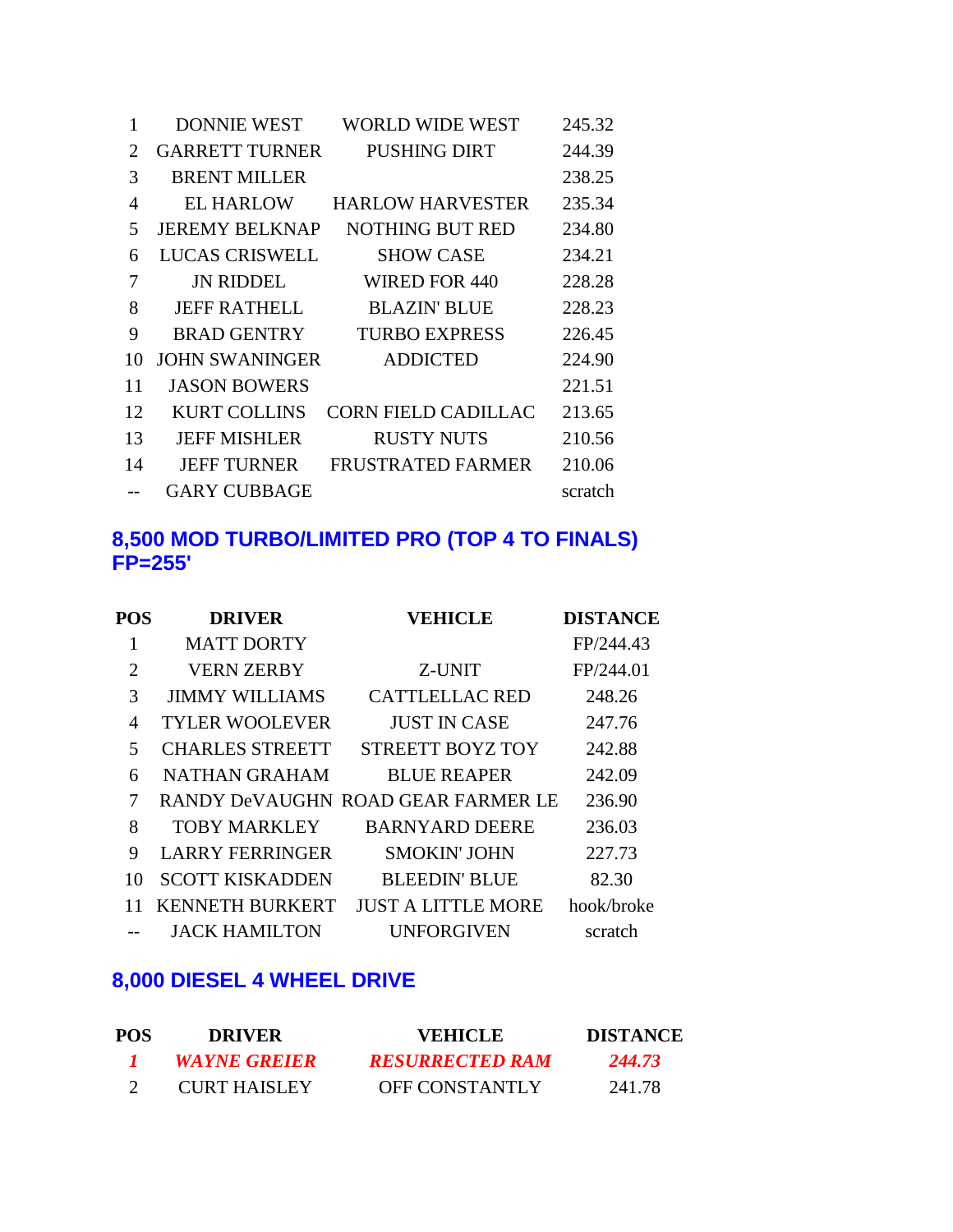| | | | |
|---|---|---|---|
| 1 | DONNIE WEST | WORLD WIDE WEST | 245.32 |
| 2 | GARRETT TURNER | PUSHING DIRT | 244.39 |
| 3 | BRENT MILLER | | 238.25 |
| 4 | EL HARLOW | HARLOW HARVESTER | 235.34 |
| 5 | JEREMY BELKNAP | NOTHING BUT RED | 234.80 |
| 6 | LUCAS CRISWELL | SHOW CASE | 234.21 |
| 7 | JN RIDDEL | WIRED FOR 440 | 228.28 |
| 8 | JEFF RATHELL | BLAZIN' BLUE | 228.23 |
| 9 | BRAD GENTRY | TURBO EXPRESS | 226.45 |
| 10 | JOHN SWANINGER | ADDICTED | 224.90 |
| 11 | JASON BOWERS | | 221.51 |
| 12 | KURT COLLINS | CORN FIELD CADILLAC | 213.65 |
| 13 | JEFF MISHLER | RUSTY NUTS | 210.56 |
| 14 | JEFF TURNER | FRUSTRATED FARMER | 210.06 |
| -- | GARY CUBBAGE | | scratch |

## 8,500 MOD TURBO/LIMITED PRO (TOP 4 TO FINALS) FP=255'

| POS | DRIVER | VEHICLE | DISTANCE |
|---|---|---|---|
| 1 | MATT DORTY | | FP/244.43 |
| 2 | VERN ZERBY | Z-UNIT | FP/244.01 |
| 3 | JIMMY WILLIAMS | CATTLELLAC RED | 248.26 |
| 4 | TYLER WOOLEVER | JUST IN CASE | 247.76 |
| 5 | CHARLES STREETT | STREETT BOYZ TOY | 242.88 |
| 6 | NATHAN GRAHAM | BLUE REAPER | 242.09 |
| 7 | RANDY DeVAUGHN | ROAD GEAR FARMER LE | 236.90 |
| 8 | TOBY MARKLEY | BARNYARD DEERE | 236.03 |
| 9 | LARRY FERRINGER | SMOKIN' JOHN | 227.73 |
| 10 | SCOTT KISKADDEN | BLEEDIN' BLUE | 82.30 |
| 11 | KENNETH BURKERT | JUST A LITTLE MORE | hook/broke |
| -- | JACK HAMILTON | UNFORGIVEN | scratch |

## 8,000 DIESEL 4 WHEEL DRIVE

| POS | DRIVER | VEHICLE | DISTANCE |
|---|---|---|---|
| ***1*** | ***WAYNE GREIER*** | ***RESURRECTED RAM*** | ***244.73*** |
| 2 | CURT HAISLEY | OFF CONSTANTLY | 241.78 |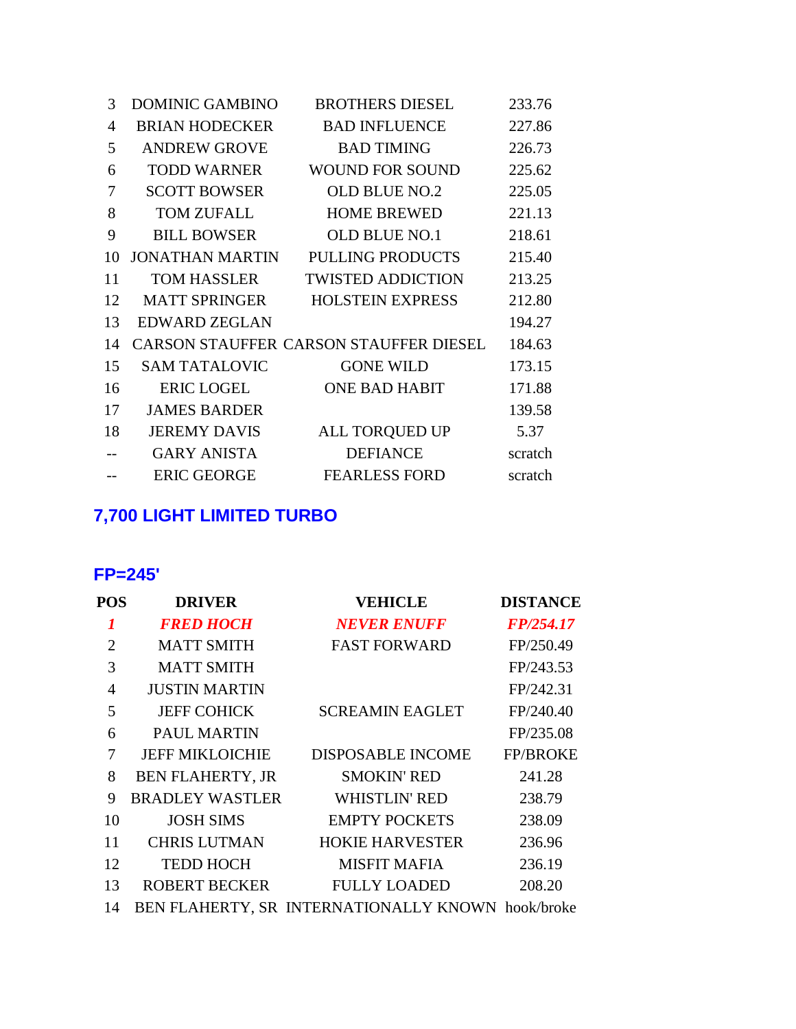| | | | |
|---|---|---|---|
| 3 | DOMINIC GAMBINO | BROTHERS DIESEL | 233.76 |
| 4 | BRIAN HODECKER | BAD INFLUENCE | 227.86 |
| 5 | ANDREW GROVE | BAD TIMING | 226.73 |
| 6 | TODD WARNER | WOUND FOR SOUND | 225.62 |
| 7 | SCOTT BOWSER | OLD BLUE NO.2 | 225.05 |
| 8 | TOM ZUFALL | HOME BREWED | 221.13 |
| 9 | BILL BOWSER | OLD BLUE NO.1 | 218.61 |
| 10 | JONATHAN MARTIN | PULLING PRODUCTS | 215.40 |
| 11 | TOM HASSLER | TWISTED ADDICTION | 213.25 |
| 12 | MATT SPRINGER | HOLSTEIN EXPRESS | 212.80 |
| 13 | EDWARD ZEGLAN | | 194.27 |
| 14 | CARSON STAUFFER | CARSON STAUFFER DIESEL | 184.63 |
| 15 | SAM TATALOVIC | GONE WILD | 173.15 |
| 16 | ERIC LOGEL | ONE BAD HABIT | 171.88 |
| 17 | JAMES BARDER | | 139.58 |
| 18 | JEREMY DAVIS | ALL TORQUED UP | 5.37 |
| -- | GARY ANISTA | DEFIANCE | scratch |
| -- | ERIC GEORGE | FEARLESS FORD | scratch |

## 7,700 LIGHT LIMITED TURBO

## FP=245'

| POS | DRIVER | VEHICLE | DISTANCE |
|---|---|---|---|
| ***1*** | ***FRED HOCH*** | ***NEVER ENUFF*** | ***FP/254.17*** |
| 2 | MATT SMITH | FAST FORWARD | FP/250.49 |
| 3 | MATT SMITH | | FP/243.53 |
| 4 | JUSTIN MARTIN | | FP/242.31 |
| 5 | JEFF COHICK | SCREAMIN EAGLET | FP/240.40 |
| 6 | PAUL MARTIN | | FP/235.08 |
| 7 | JEFF MIKLOICHIE | DISPOSABLE INCOME | FP/BROKE |
| 8 | BEN FLAHERTY, JR | SMOKIN' RED | 241.28 |
| 9 | BRADLEY WASTLER | WHISTLIN' RED | 238.79 |
| 10 | JOSH SIMS | EMPTY POCKETS | 238.09 |
| 11 | CHRIS LUTMAN | HOKIE HARVESTER | 236.96 |
| 12 | TEDD HOCH | MISFIT MAFIA | 236.19 |
| 13 | ROBERT BECKER | FULLY LOADED | 208.20 |
| 14 | BEN FLAHERTY, SR | INTERNATIONALLY KNOWN | hook/broke |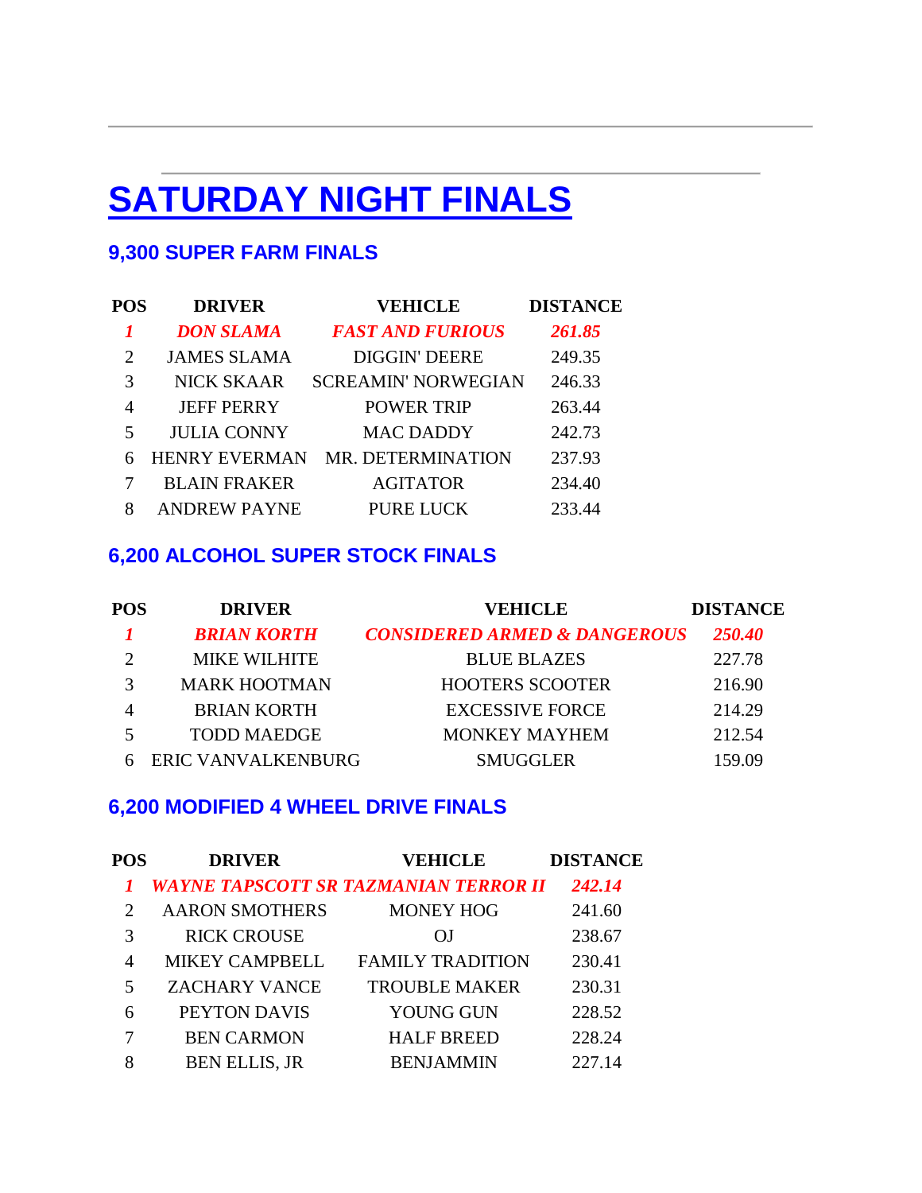# SATURDAY NIGHT FINALS

## 9,300 SUPER FARM FINALS

| POS | DRIVER | VEHICLE | DISTANCE |
|---|---|---|---|
| ***1*** | ***DON SLAMA*** | ***FAST AND FURIOUS*** | ***261.85*** |
| 2 | JAMES SLAMA | DIGGIN' DEERE | 249.35 |
| 3 | NICK SKAAR | SCREAMIN' NORWEGIAN | 246.33 |
| 4 | JEFF PERRY | POWER TRIP | 263.44 |
| 5 | JULIA CONNY | MAC DADDY | 242.73 |
| 6 | HENRY EVERMAN | MR. DETERMINATION | 237.93 |
| 7 | BLAIN FRAKER | AGITATOR | 234.40 |
| 8 | ANDREW PAYNE | PURE LUCK | 233.44 |

## 6,200 ALCOHOL SUPER STOCK FINALS

| POS | DRIVER | VEHICLE | DISTANCE |
|---|---|---|---|
| ***1*** | ***BRIAN KORTH*** | ***CONSIDERED ARMED & DANGEROUS*** | ***250.40*** |
| 2 | MIKE WILHITE | BLUE BLAZES | 227.78 |
| 3 | MARK HOOTMAN | HOOTERS SCOOTER | 216.90 |
| 4 | BRIAN KORTH | EXCESSIVE FORCE | 214.29 |
| 5 | TODD MAEDGE | MONKEY MAYHEM | 212.54 |
| 6 | ERIC VANVALKENBURG | SMUGGLER | 159.09 |

## 6,200 MODIFIED 4 WHEEL DRIVE FINALS

| POS | DRIVER | VEHICLE | DISTANCE |
|---|---|---|---|
| ***1*** | ***WAYNE TAPSCOTT SR*** | ***TAZMANIAN TERROR II*** | ***242.14*** |
| 2 | AARON SMOTHERS | MONEY HOG | 241.60 |
| 3 | RICK CROUSE | OJ | 238.67 |
| 4 | MIKEY CAMPBELL | FAMILY TRADITION | 230.41 |
| 5 | ZACHARY VANCE | TROUBLE MAKER | 230.31 |
| 6 | PEYTON DAVIS | YOUNG GUN | 228.52 |
| 7 | BEN CARMON | HALF BREED | 228.24 |
| 8 | BEN ELLIS, JR | BENJAMMIN | 227.14 |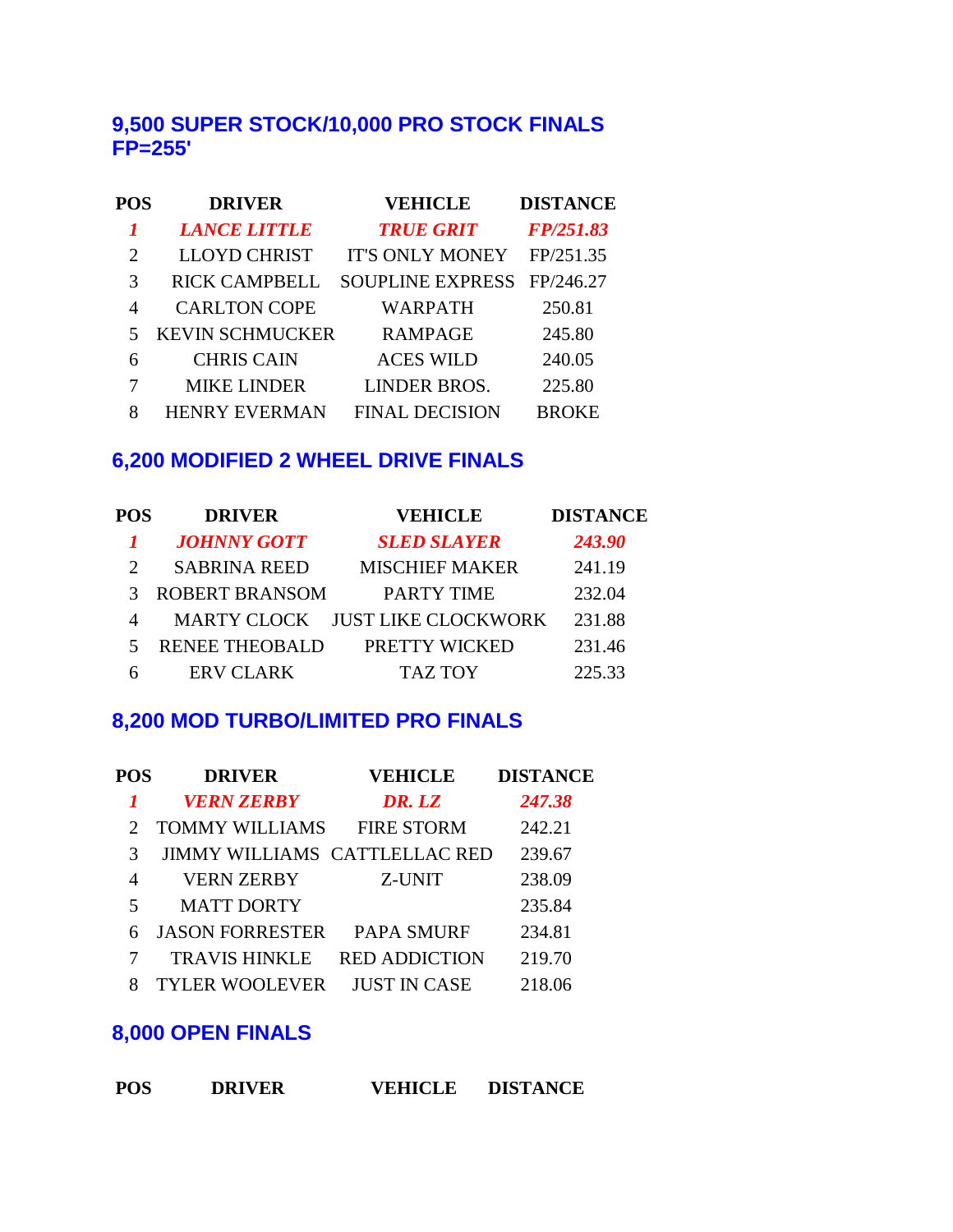## 9,500 SUPER STOCK/10,000 PRO STOCK FINALS
## FP=255'

| POS | DRIVER | VEHICLE | DISTANCE |
|---|---|---|---|
| ***1*** | ***LANCE LITTLE*** | ***TRUE GRIT*** | ***FP/251.83*** |
| 2 | LLOYD CHRIST | IT'S ONLY MONEY | FP/251.35 |
| 3 | RICK CAMPBELL | SOUPLINE EXPRESS | FP/246.27 |
| 4 | CARLTON COPE | WARPATH | 250.81 |
| 5 | KEVIN SCHMUCKER | RAMPAGE | 245.80 |
| 6 | CHRIS CAIN | ACES WILD | 240.05 |
| 7 | MIKE LINDER | LINDER BROS. | 225.80 |
| 8 | HENRY EVERMAN | FINAL DECISION | BROKE |

## 6,200 MODIFIED 2 WHEEL DRIVE FINALS

| POS | DRIVER | VEHICLE | DISTANCE |
|---|---|---|---|
| ***1*** | ***JOHNNY GOTT*** | ***SLED SLAYER*** | ***243.90*** |
| 2 | SABRINA REED | MISCHIEF MAKER | 241.19 |
| 3 | ROBERT BRANSOM | PARTY TIME | 232.04 |
| 4 | MARTY CLOCK | JUST LIKE CLOCKWORK | 231.88 |
| 5 | RENEE THEOBALD | PRETTY WICKED | 231.46 |
| 6 | ERV CLARK | TAZ TOY | 225.33 |

## 8,200 MOD TURBO/LIMITED PRO FINALS

| POS | DRIVER | VEHICLE | DISTANCE |
|---|---|---|---|
| ***1*** | ***VERN ZERBY*** | ***DR. LZ*** | ***247.38*** |
| 2 | TOMMY WILLIAMS | FIRE STORM | 242.21 |
| 3 | JIMMY WILLIAMS | CATTLELLAC RED | 239.67 |
| 4 | VERN ZERBY | Z-UNIT | 238.09 |
| 5 | MATT DORTY | | 235.84 |
| 6 | JASON FORRESTER | PAPA SMURF | 234.81 |
| 7 | TRAVIS HINKLE | RED ADDICTION | 219.70 |
| 8 | TYLER WOOLEVER | JUST IN CASE | 218.06 |

## 8,000 OPEN FINALS

| POS | DRIVER | VEHICLE | DISTANCE |
|---|---|---|---|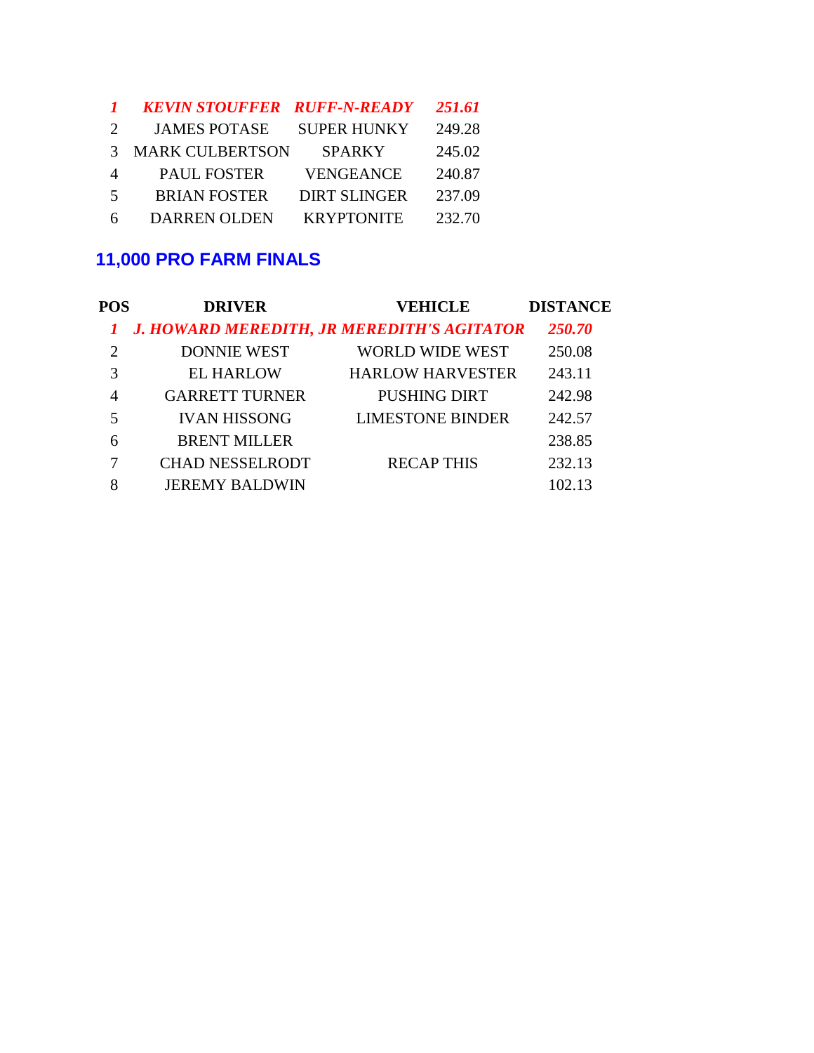| | | | |
|---|---|---|---|
| ***1*** | ***KEVIN STOUFFER*** | ***RUFF-N-READY*** | ***251.61*** |
| 2 | JAMES POTASE | SUPER HUNKY | 249.28 |
| 3 | MARK CULBERTSON | SPARKY | 245.02 |
| 4 | PAUL FOSTER | VENGEANCE | 240.87 |
| 5 | BRIAN FOSTER | DIRT SLINGER | 237.09 |
| 6 | DARREN OLDEN | KRYPTONITE | 232.70 |

## 11,000 PRO FARM FINALS

| POS | DRIVER | VEHICLE | DISTANCE |
|---|---|---|---|
| ***1*** | ***J. HOWARD MEREDITH, JR*** | ***MEREDITH'S AGITATOR*** | ***250.70*** |
| 2 | DONNIE WEST | WORLD WIDE WEST | 250.08 |
| 3 | EL HARLOW | HARLOW HARVESTER | 243.11 |
| 4 | GARRETT TURNER | PUSHING DIRT | 242.98 |
| 5 | IVAN HISSONG | LIMESTONE BINDER | 242.57 |
| 6 | BRENT MILLER | | 238.85 |
| 7 | CHAD NESSELRODT | RECAP THIS | 232.13 |
| 8 | JEREMY BALDWIN | | 102.13 |